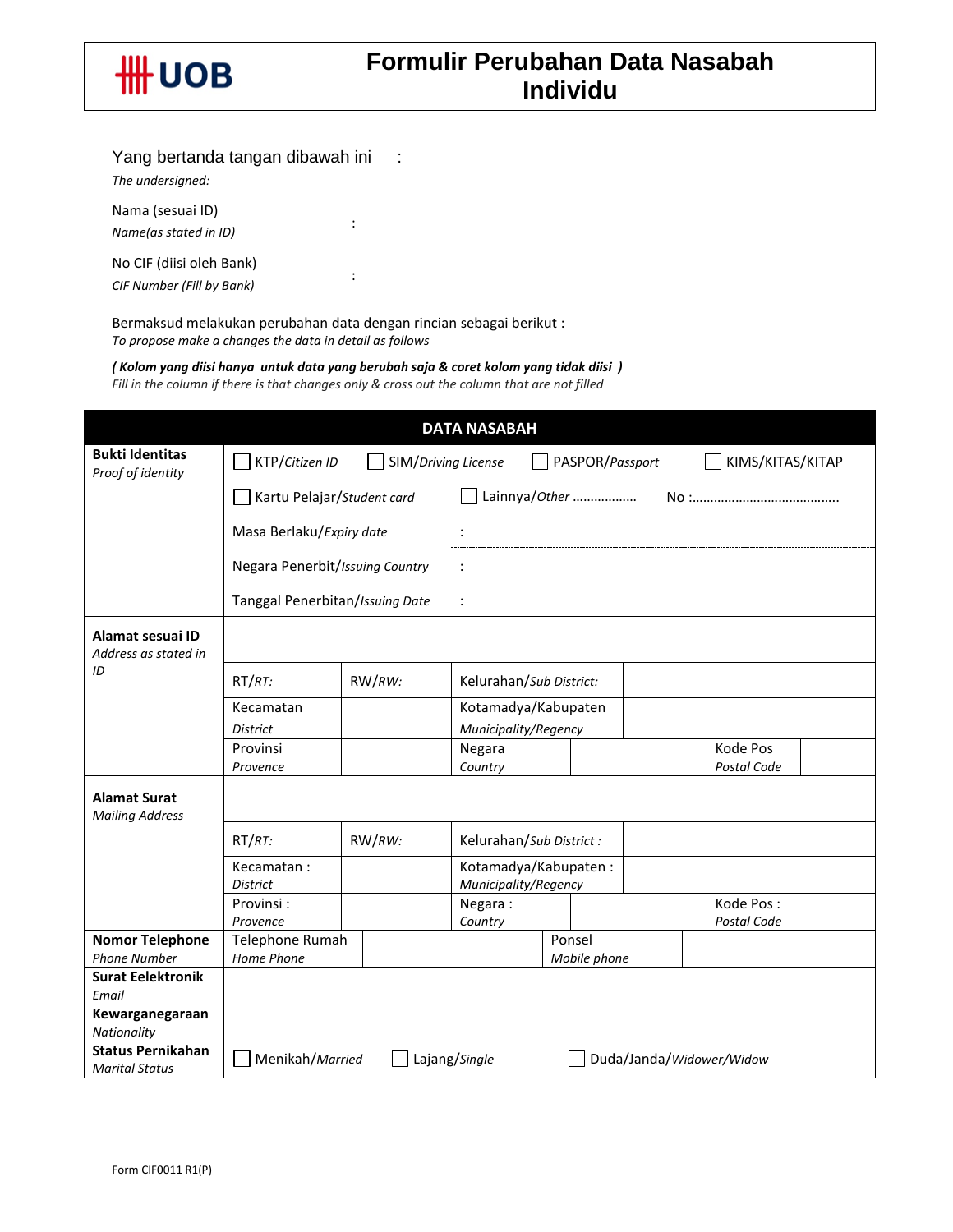# UOB

# Formulir Perubahan Data Nasabah Individu

Yang bertanda tangan dibawah ini :
*The undersigned:*

Nama (sesuai ID) :
*Name(as stated in ID)*

No CIF (diisi oleh Bank) :
*CIF Number (Fill by Bank)*

Bermaksud melakukan perubahan data dengan rincian sebagai berikut :
*To propose make a changes the data in detail as follows*

***( Kolom yang diisi hanya untuk data yang berubah saja & coret kolom yang tidak diisi )***
*Fill in the column if there is that changes only & cross out the column that are not filled*

| DATA NASABAH | | | | | | |
|---|---|---|---|---|---|---|
| **Bukti Identitas** *Proof of identity* | ☐ KTP/*Citizen ID* ☐ SIM/*Driving License* ☐ PASPOR/*Passport* ☐ KIMS/KITAS/KITAP | | | | | |
| | ☐ Kartu Pelajar/*Student card* ☐ Lainnya/*Other* ……………… No :………………………………….. | | | | | |
| | Masa Berlaku/*Expiry date* : | | | | | |
| | Negara Penerbit/*Issuing Country* : | | | | | |
| | Tanggal Penerbitan/*Issuing Date* : | | | | | |
| **Alamat sesuai ID** *Address as stated in ID* | | | | | | |
| | RT/*RT:* | RW/*RW:* | Kelurahan/*Sub District:* | | | |
| | Kecamatan *District* | | Kotamadya/Kabupaten *Municipality/Regency* | | | |
| | Provinsi *Provence* | | Negara *Country* | | Kode Pos *Postal Code* | |
| **Alamat Surat** *Mailing Address* | | | | | | |
| | RT/*RT:* | RW/*RW:* | Kelurahan/*Sub District :* | | | |
| | Kecamatan : *District* | | Kotamadya/Kabupaten : *Municipality/Regency* | | | |
| | Provinsi : *Provence* | | Negara : *Country* | | Kode Pos : *Postal Code* | |
| **Nomor Telephone** *Phone Number* | Telephone Rumah *Home Phone* | | Ponsel *Mobile phone* | | | |
| **Surat Eelektronik** *Email* | | | | | | |
| **Kewarganegaraan** *Nationality* | | | | | | |
| **Status Pernikahan** *Marital Status* | ☐ Menikah/*Married* ☐ Lajang/*Single* ☐ Duda/Janda/*Widower/Widow* | | | | | |

Form CIF0011 R1(P)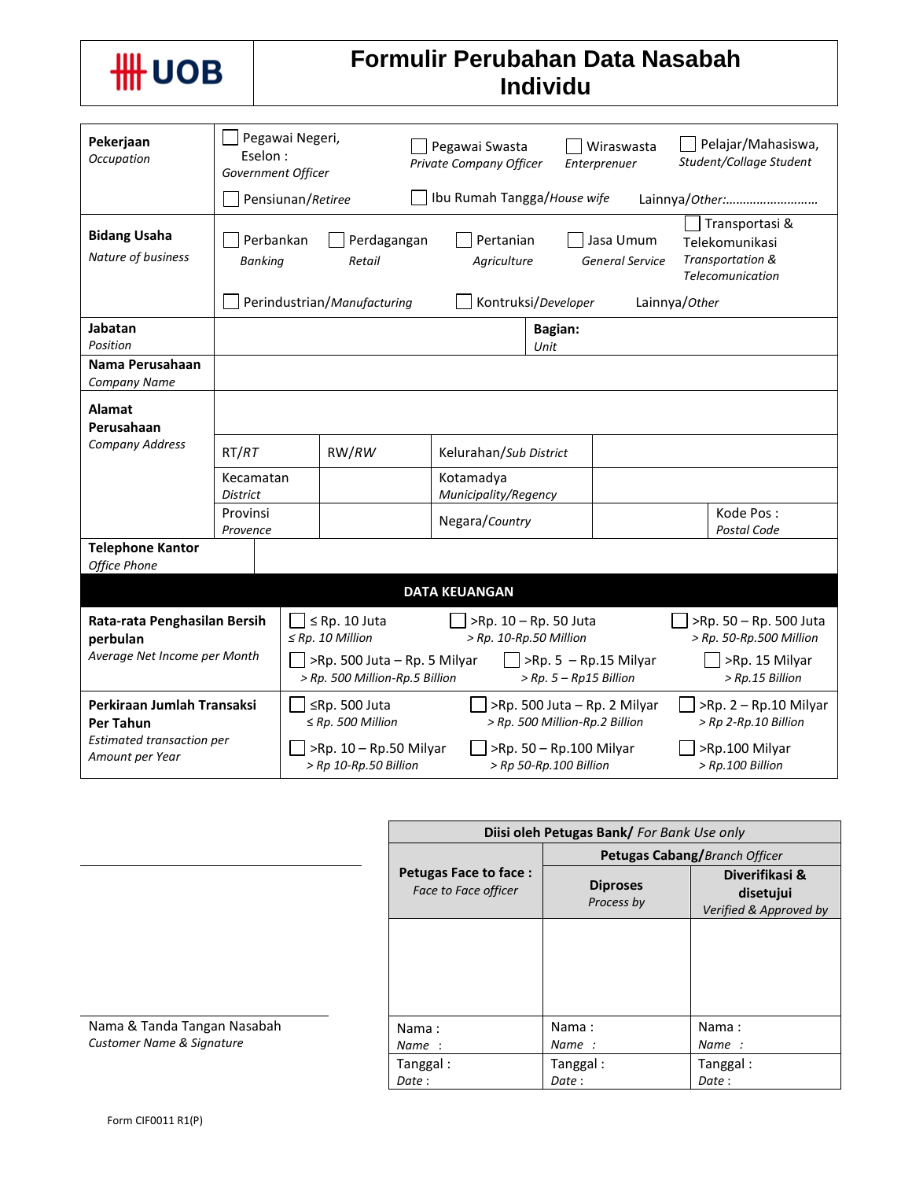# Formulir Perubahan Data Nasabah Individu

UOB

| | |
|---|---|
| **Pekerjaan** *Occupation* | ☐ Pegawai Negeri, Eselon : *Government Officer* ☐ Pegawai Swasta *Private Company Officer* ☐ Wiraswasta *Enterprenuer* ☐ Pelajar/Mahasiswa, *Student/Collage Student* ☐ Pensiunan/*Retiree* ☐ Ibu Rumah Tangga/*House wife* Lainnya/*Other*:……………………… |
| **Bidang Usaha** *Nature of business* | ☐ Perbankan *Banking* ☐ Perdagangan *Retail* ☐ Pertanian *Agriculture* ☐ Jasa Umum *General Service* ☐ Transportasi & Telekomunikasi *Transportation & Telecomunication* ☐ Perindustrian/*Manufacturing* ☐ Kontruksi/*Developer* Lainnya/*Other* |

| | | | | | |
|---|---|---|---|---|---|
| **Jabatan** *Position* | | | **Bagian:** *Unit* | | |
| **Nama Perusahaan** *Company Name* | | | | | |
| **Alamat Perusahaan** *Company Address* | | | | | |
| | RT/*RT* | RW/*RW* | Kelurahan/*Sub District* | | |
| | Kecamatan *District* | | Kotamadya *Municipality/Regency* | | |
| | Provinsi *Provence* | | Negara/*Country* | | Kode Pos : *Postal Code* |
| **Telephone Kantor** *Office Phone* | | | | | |

## DATA KEUANGAN

| | | | |
|---|---|---|---|
| **Rata-rata Penghasilan Bersih perbulan** *Average Net Income per Month* | ☐ ≤ Rp. 10 Juta *≤ Rp. 10 Million* | ☐ >Rp. 10 – Rp. 50 Juta *> Rp. 10-Rp.50 Million* | ☐ >Rp. 50 – Rp. 500 Juta *> Rp. 50-Rp.500 Million* |
| | ☐ >Rp. 500 Juta – Rp. 5 Milyar *> Rp. 500 Million-Rp.5 Billion* | ☐ >Rp. 5 – Rp.15 Milyar *> Rp. 5 – Rp15 Billion* | ☐ >Rp. 15 Milyar *> Rp.15 Billion* |
| **Perkiraan Jumlah Transaksi Per Tahun** *Estimated transaction per Amount per Year* | ☐ ≤Rp. 500 Juta *≤ Rp. 500 Million* | ☐ >Rp. 500 Juta – Rp. 2 Milyar *> Rp. 500 Million-Rp.2 Billion* | ☐ >Rp. 2 – Rp.10 Milyar *> Rp 2-Rp.10 Billion* |
| | ☐ >Rp. 10 – Rp.50 Milyar *> Rp 10-Rp.50 Billion* | ☐ >Rp. 50 – Rp.100 Milyar *> Rp 50-Rp.100 Billion* | ☐ >Rp.100 Milyar *> Rp.100 Billion* |

Nama & Tanda Tangan Nasabah
*Customer Name & Signature*

| **Diisi oleh Petugas Bank/** *For Bank Use only* | | |
|---|---|---|
| **Petugas Face to face :** *Face to Face officer* | **Petugas Cabang/***Branch Officer* | |
| | **Diproses** *Process by* | **Diverifikasi & disetujui** *Verified & Approved by* |
| | | |
| Nama : *Name :* | Nama : *Name :* | Nama : *Name :* |
| Tanggal : *Date :* | Tanggal : *Date :* | Tanggal : *Date :* |

Form CIF0011 R1(P)